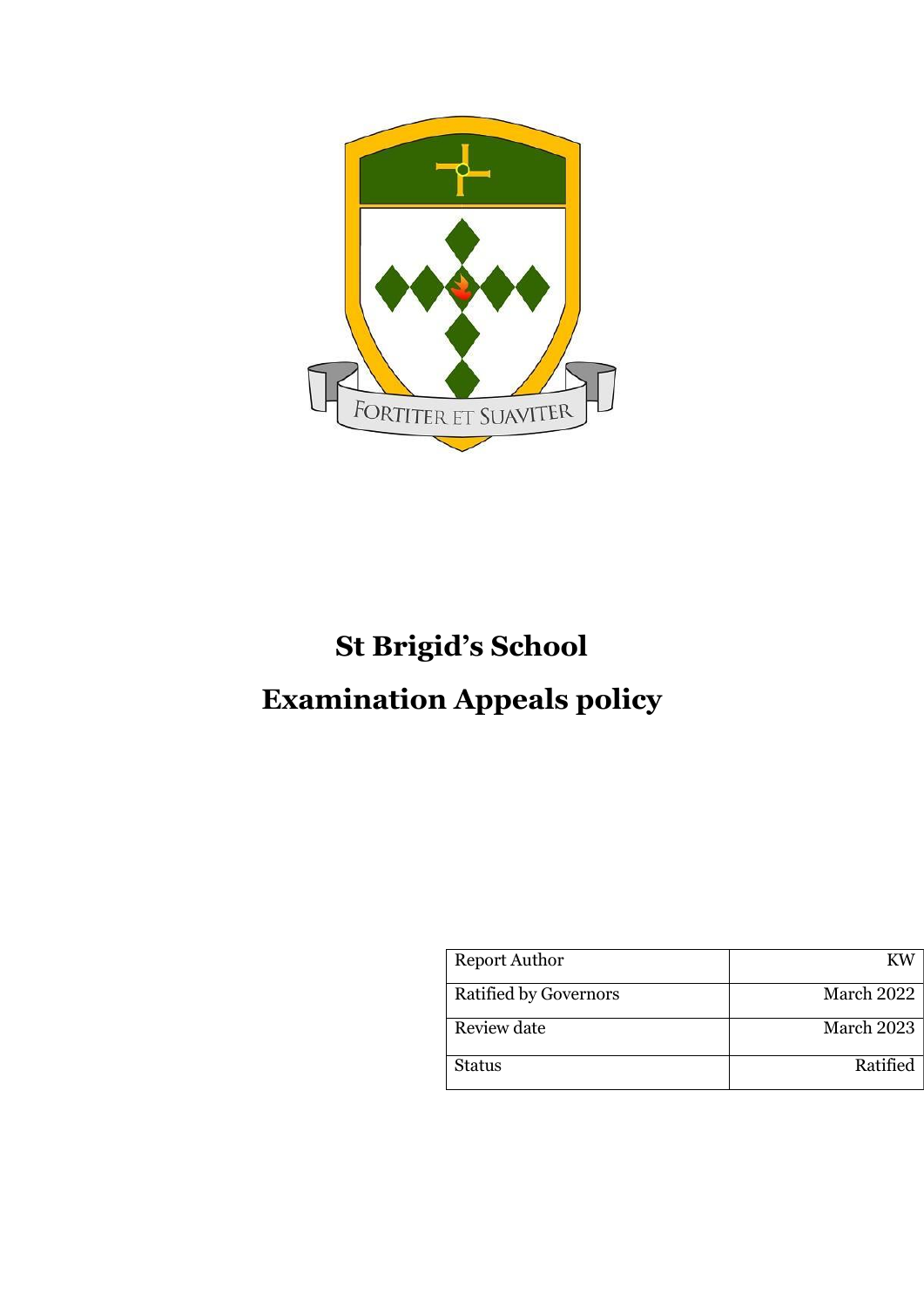FORTITER ET SUAVITER

# St Brigid's School

# Examination Appeals policy

| Report Author | KW |
|---|---|
| Ratified by Governors | March 2022 |
| Review date | March 2023 |
| Status | Ratified |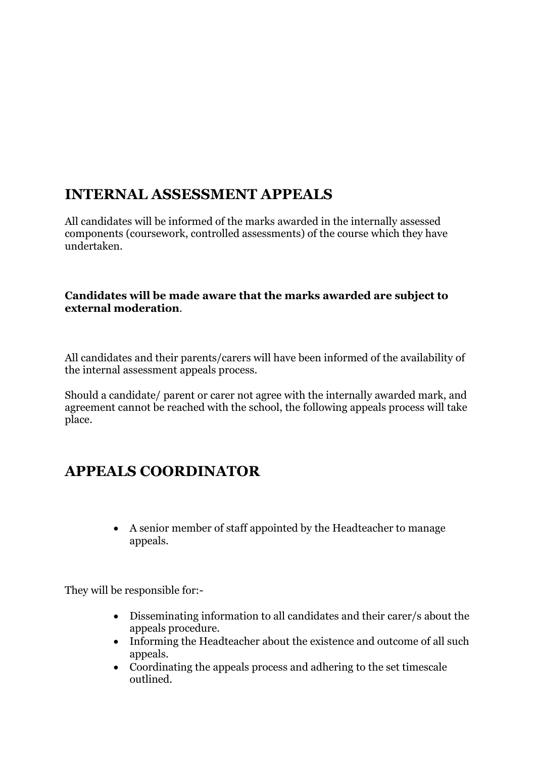## INTERNAL ASSESSMENT APPEALS

All candidates will be informed of the marks awarded in the internally assessed components (coursework, controlled assessments) of the course which they have undertaken.

**Candidates will be made aware that the marks awarded are subject to external moderation**.

All candidates and their parents/carers will have been informed of the availability of the internal assessment appeals process.

Should a candidate/ parent or carer not agree with the internally awarded mark, and agreement cannot be reached with the school, the following appeals process will take place.

## APPEALS COORDINATOR

- A senior member of staff appointed by the Headteacher to manage appeals.

They will be responsible for:-

- Disseminating information to all candidates and their carer/s about the appeals procedure.
- Informing the Headteacher about the existence and outcome of all such appeals.
- Coordinating the appeals process and adhering to the set timescale outlined.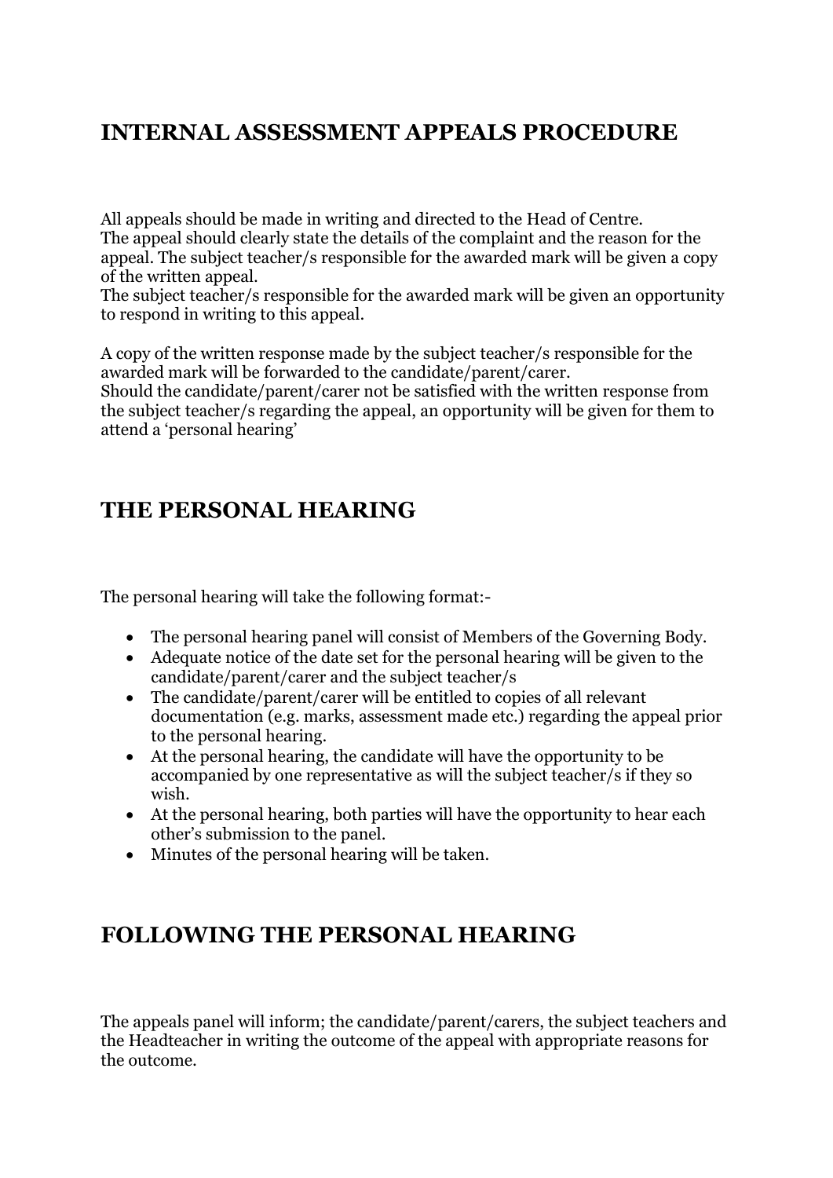## INTERNAL ASSESSMENT APPEALS PROCEDURE

All appeals should be made in writing and directed to the Head of Centre.
The appeal should clearly state the details of the complaint and the reason for the appeal. The subject teacher/s responsible for the awarded mark will be given a copy of the written appeal.
The subject teacher/s responsible for the awarded mark will be given an opportunity to respond in writing to this appeal.

A copy of the written response made by the subject teacher/s responsible for the awarded mark will be forwarded to the candidate/parent/carer.
Should the candidate/parent/carer not be satisfied with the written response from the subject teacher/s regarding the appeal, an opportunity will be given for them to attend a 'personal hearing'

## THE PERSONAL HEARING

The personal hearing will take the following format:-

- The personal hearing panel will consist of Members of the Governing Body.
- Adequate notice of the date set for the personal hearing will be given to the candidate/parent/carer and the subject teacher/s
- The candidate/parent/carer will be entitled to copies of all relevant documentation (e.g. marks, assessment made etc.) regarding the appeal prior to the personal hearing.
- At the personal hearing, the candidate will have the opportunity to be accompanied by one representative as will the subject teacher/s if they so wish.
- At the personal hearing, both parties will have the opportunity to hear each other's submission to the panel.
- Minutes of the personal hearing will be taken.

## FOLLOWING THE PERSONAL HEARING

The appeals panel will inform; the candidate/parent/carers, the subject teachers and the Headteacher in writing the outcome of the appeal with appropriate reasons for the outcome.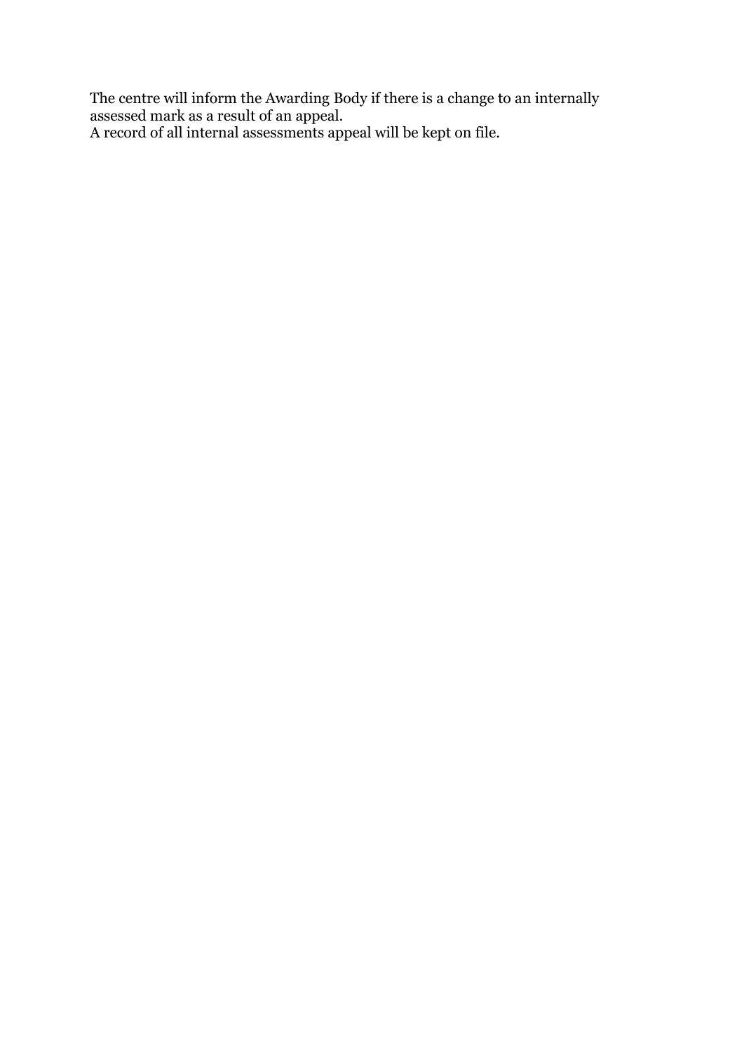The centre will inform the Awarding Body if there is a change to an internally assessed mark as a result of an appeal.
A record of all internal assessments appeal will be kept on file.